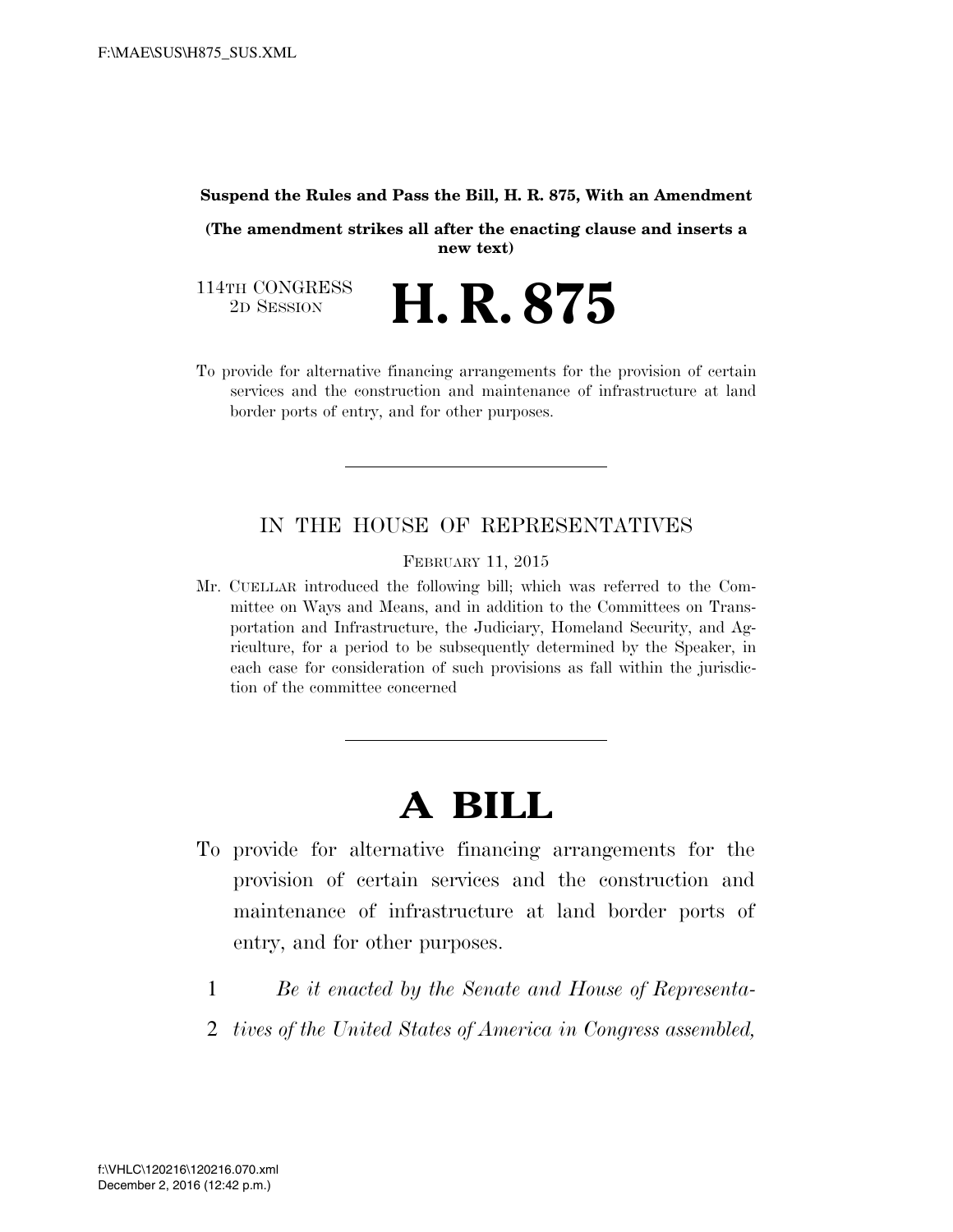**Suspend the Rules and Pass the Bill, H. R. 875, With an Amendment**

**(The amendment strikes all after the enacting clause and inserts a new text)**

114TH CONGRESS
2D SESSION

# H. R. 875

To provide for alternative financing arrangements for the provision of certain services and the construction and maintenance of infrastructure at land border ports of entry, and for other purposes.

---

IN THE HOUSE OF REPRESENTATIVES

FEBRUARY 11, 2015

Mr. CUELLAR introduced the following bill; which was referred to the Committee on Ways and Means, and in addition to the Committees on Transportation and Infrastructure, the Judiciary, Homeland Security, and Agriculture, for a period to be subsequently determined by the Speaker, in each case for consideration of such provisions as fall within the jurisdiction of the committee concerned

---

# A BILL

To provide for alternative financing arrangements for the provision of certain services and the construction and maintenance of infrastructure at land border ports of entry, and for other purposes.

1 *Be it enacted by the Senate and House of Representa-*
2 *tives of the United States of America in Congress assembled,*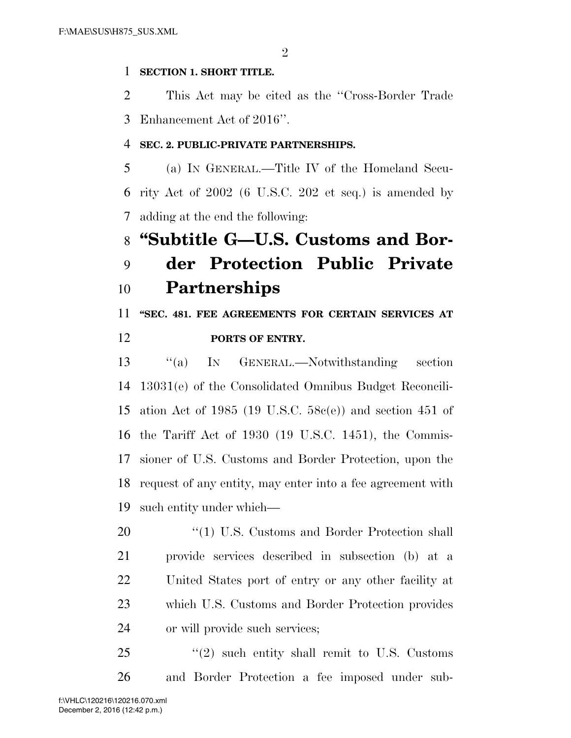**SECTION 1. SHORT TITLE.**

This Act may be cited as the ''Cross-Border Trade Enhancement Act of 2016''.

**SEC. 2. PUBLIC-PRIVATE PARTNERSHIPS.**

(a) IN GENERAL.—Title IV of the Homeland Security Act of 2002 (6 U.S.C. 202 et seq.) is amended by adding at the end the following:

# ''Subtitle G—U.S. Customs and Border Protection Public Private Partnerships

**''SEC. 481. FEE AGREEMENTS FOR CERTAIN SERVICES AT PORTS OF ENTRY.**

''(a) IN GENERAL.—Notwithstanding section 13031(e) of the Consolidated Omnibus Budget Reconciliation Act of 1985 (19 U.S.C. 58c(e)) and section 451 of the Tariff Act of 1930 (19 U.S.C. 1451), the Commissioner of U.S. Customs and Border Protection, upon the request of any entity, may enter into a fee agreement with such entity under which—

''(1) U.S. Customs and Border Protection shall provide services described in subsection (b) at a United States port of entry or any other facility at which U.S. Customs and Border Protection provides or will provide such services;

''(2) such entity shall remit to U.S. Customs and Border Protection a fee imposed under sub-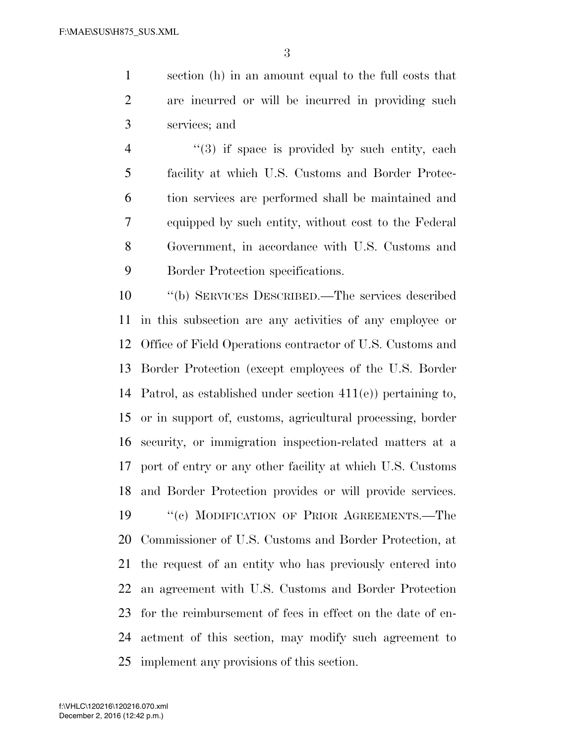section (h) in an amount equal to the full costs that are incurred or will be incurred in providing such services; and

"(3) if space is provided by such entity, each facility at which U.S. Customs and Border Protection services are performed shall be maintained and equipped by such entity, without cost to the Federal Government, in accordance with U.S. Customs and Border Protection specifications.

"(b) SERVICES DESCRIBED.—The services described in this subsection are any activities of any employee or Office of Field Operations contractor of U.S. Customs and Border Protection (except employees of the U.S. Border Patrol, as established under section 411(e)) pertaining to, or in support of, customs, agricultural processing, border security, or immigration inspection-related matters at a port of entry or any other facility at which U.S. Customs and Border Protection provides or will provide services.

"(c) MODIFICATION OF PRIOR AGREEMENTS.—The Commissioner of U.S. Customs and Border Protection, at the request of an entity who has previously entered into an agreement with U.S. Customs and Border Protection for the reimbursement of fees in effect on the date of enactment of this section, may modify such agreement to implement any provisions of this section.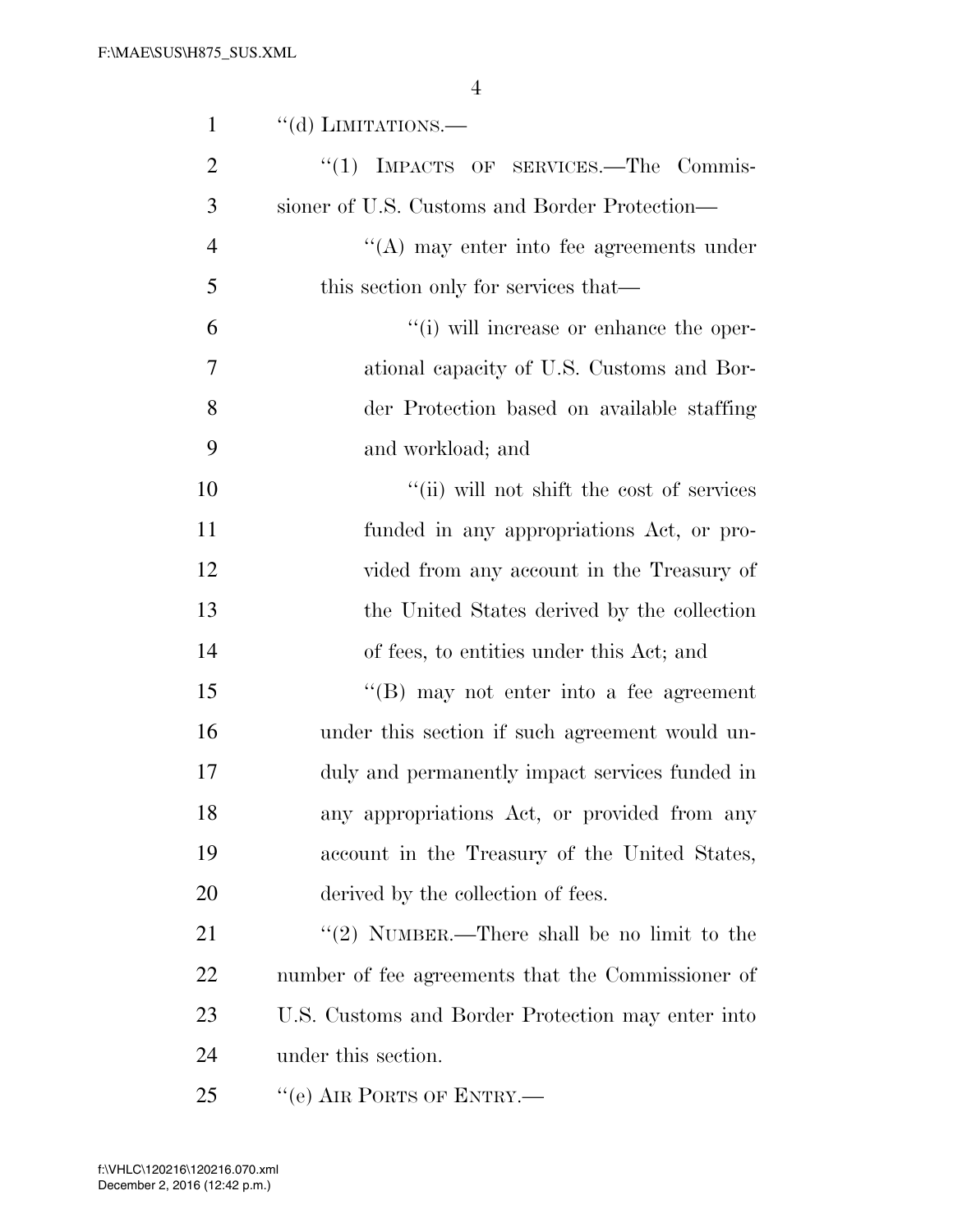''(d) LIMITATIONS.—

''(1) IMPACTS OF SERVICES.—The Commissioner of U.S. Customs and Border Protection—

''(A) may enter into fee agreements under this section only for services that—

''(i) will increase or enhance the operational capacity of U.S. Customs and Border Protection based on available staffing and workload; and

''(ii) will not shift the cost of services funded in any appropriations Act, or provided from any account in the Treasury of the United States derived by the collection of fees, to entities under this Act; and

''(B) may not enter into a fee agreement under this section if such agreement would unduly and permanently impact services funded in any appropriations Act, or provided from any account in the Treasury of the United States, derived by the collection of fees.

''(2) NUMBER.—There shall be no limit to the number of fee agreements that the Commissioner of U.S. Customs and Border Protection may enter into under this section.

''(e) AIR PORTS OF ENTRY.—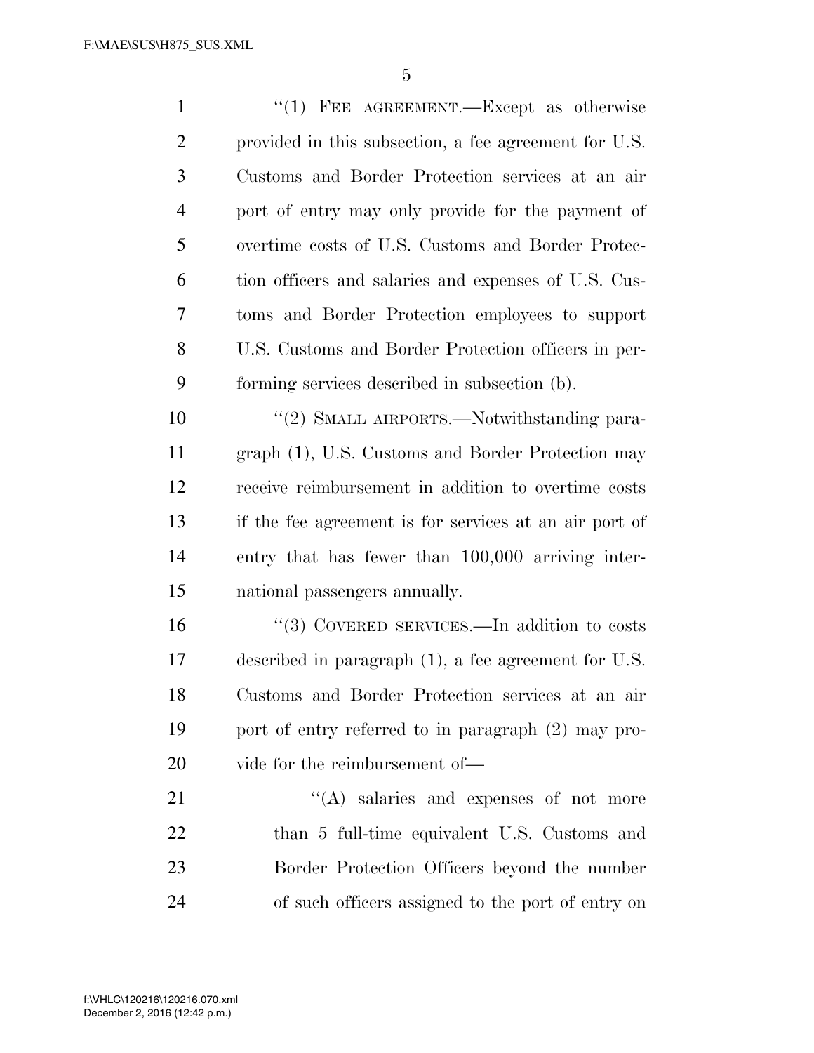''(1) FEE AGREEMENT.—Except as otherwise provided in this subsection, a fee agreement for U.S. Customs and Border Protection services at an air port of entry may only provide for the payment of overtime costs of U.S. Customs and Border Protection officers and salaries and expenses of U.S. Customs and Border Protection employees to support U.S. Customs and Border Protection officers in performing services described in subsection (b).

''(2) SMALL AIRPORTS.—Notwithstanding paragraph (1), U.S. Customs and Border Protection may receive reimbursement in addition to overtime costs if the fee agreement is for services at an air port of entry that has fewer than 100,000 arriving international passengers annually.

''(3) COVERED SERVICES.—In addition to costs described in paragraph (1), a fee agreement for U.S. Customs and Border Protection services at an air port of entry referred to in paragraph (2) may provide for the reimbursement of—

''(A) salaries and expenses of not more than 5 full-time equivalent U.S. Customs and Border Protection Officers beyond the number of such officers assigned to the port of entry on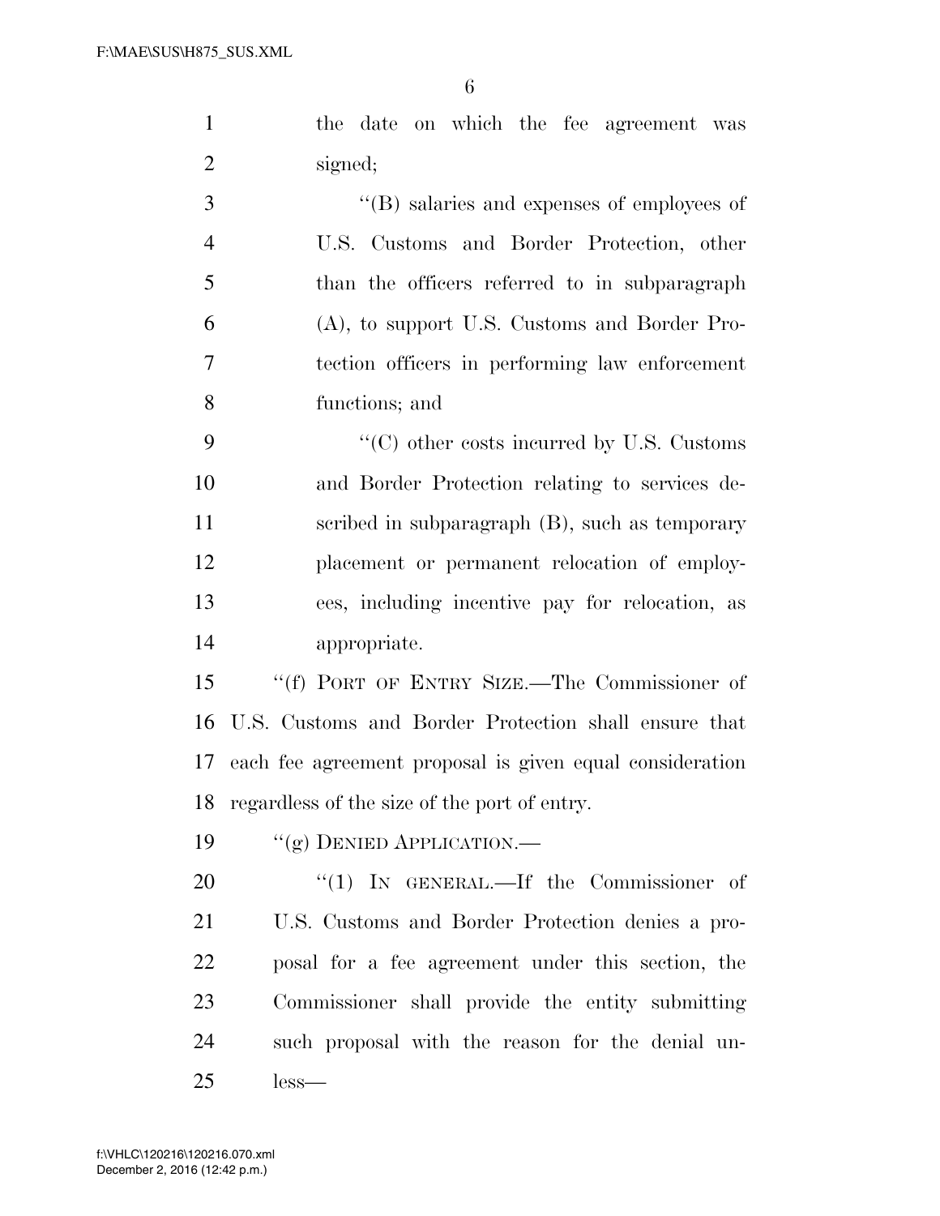the date on which the fee agreement was signed;

''(B) salaries and expenses of employees of U.S. Customs and Border Protection, other than the officers referred to in subparagraph (A), to support U.S. Customs and Border Protection officers in performing law enforcement functions; and

''(C) other costs incurred by U.S. Customs and Border Protection relating to services described in subparagraph (B), such as temporary placement or permanent relocation of employees, including incentive pay for relocation, as appropriate.

''(f) PORT OF ENTRY SIZE.—The Commissioner of U.S. Customs and Border Protection shall ensure that each fee agreement proposal is given equal consideration regardless of the size of the port of entry.

''(g) DENIED APPLICATION.—

''(1) IN GENERAL.—If the Commissioner of U.S. Customs and Border Protection denies a proposal for a fee agreement under this section, the Commissioner shall provide the entity submitting such proposal with the reason for the denial unless—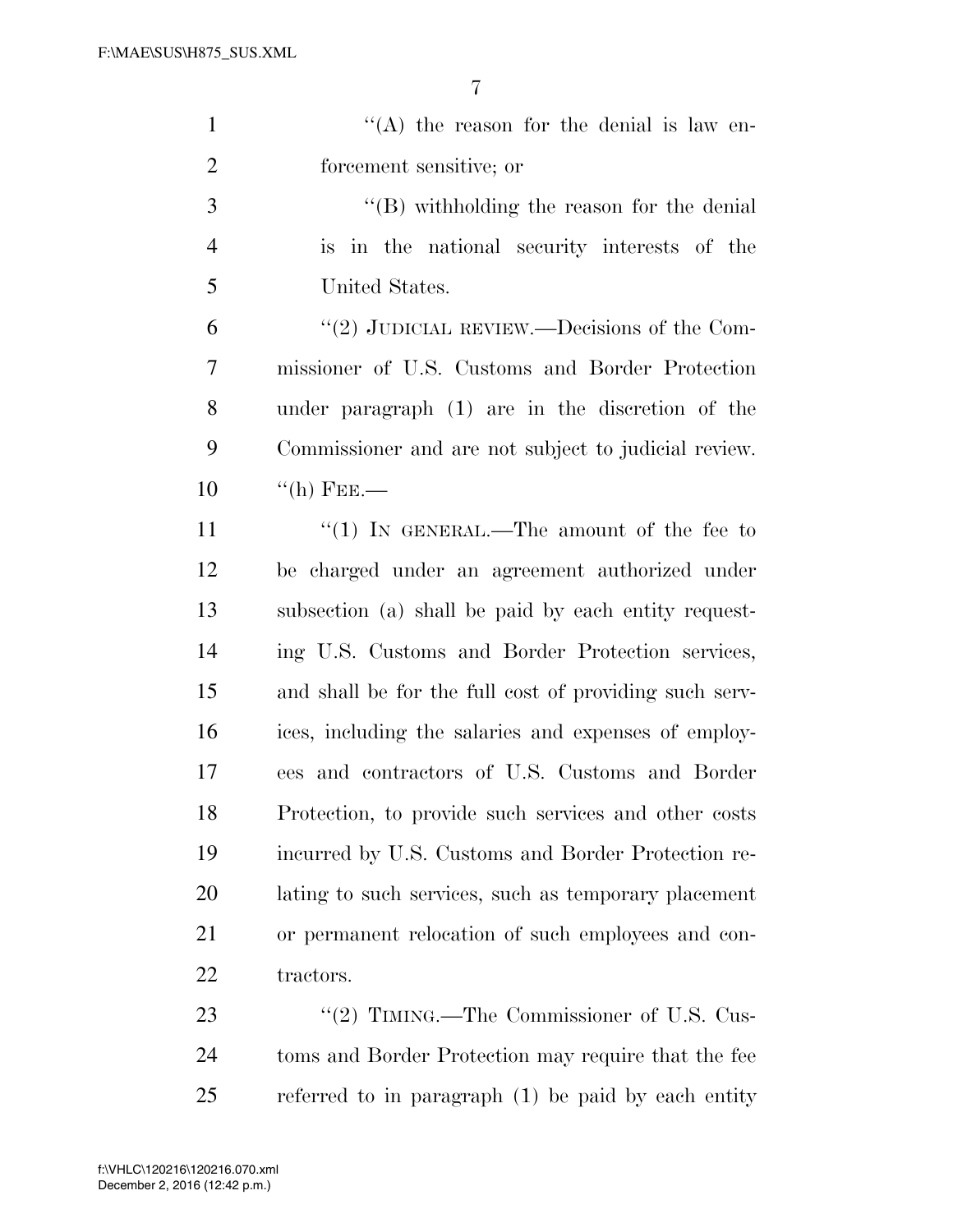"(A) the reason for the denial is law enforcement sensitive; or

"(B) withholding the reason for the denial is in the national security interests of the United States.

"(2) JUDICIAL REVIEW.—Decisions of the Commissioner of U.S. Customs and Border Protection under paragraph (1) are in the discretion of the Commissioner and are not subject to judicial review.

"(h) FEE.—

"(1) IN GENERAL.—The amount of the fee to be charged under an agreement authorized under subsection (a) shall be paid by each entity requesting U.S. Customs and Border Protection services, and shall be for the full cost of providing such services, including the salaries and expenses of employees and contractors of U.S. Customs and Border Protection, to provide such services and other costs incurred by U.S. Customs and Border Protection relating to such services, such as temporary placement or permanent relocation of such employees and contractors.

"(2) TIMING.—The Commissioner of U.S. Customs and Border Protection may require that the fee referred to in paragraph (1) be paid by each entity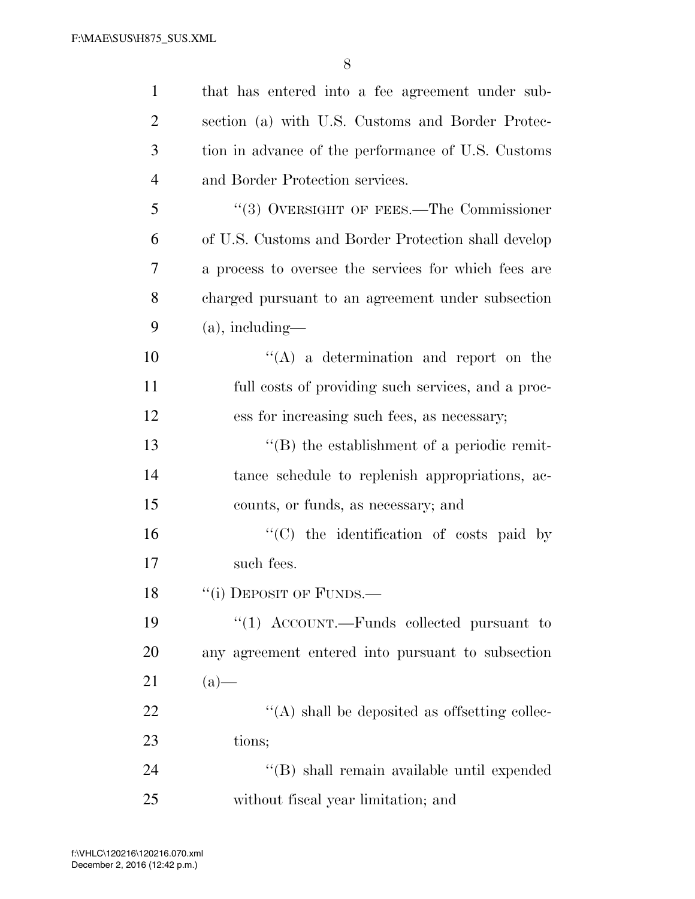that has entered into a fee agreement under subsection (a) with U.S. Customs and Border Protection in advance of the performance of U.S. Customs and Border Protection services.

"(3) OVERSIGHT OF FEES.—The Commissioner of U.S. Customs and Border Protection shall develop a process to oversee the services for which fees are charged pursuant to an agreement under subsection (a), including—

"(A) a determination and report on the full costs of providing such services, and a process for increasing such fees, as necessary;

"(B) the establishment of a periodic remittance schedule to replenish appropriations, accounts, or funds, as necessary; and

"(C) the identification of costs paid by such fees.

"(i) DEPOSIT OF FUNDS.—

"(1) ACCOUNT.—Funds collected pursuant to any agreement entered into pursuant to subsection (a)—

"(A) shall be deposited as offsetting collections;

"(B) shall remain available until expended without fiscal year limitation; and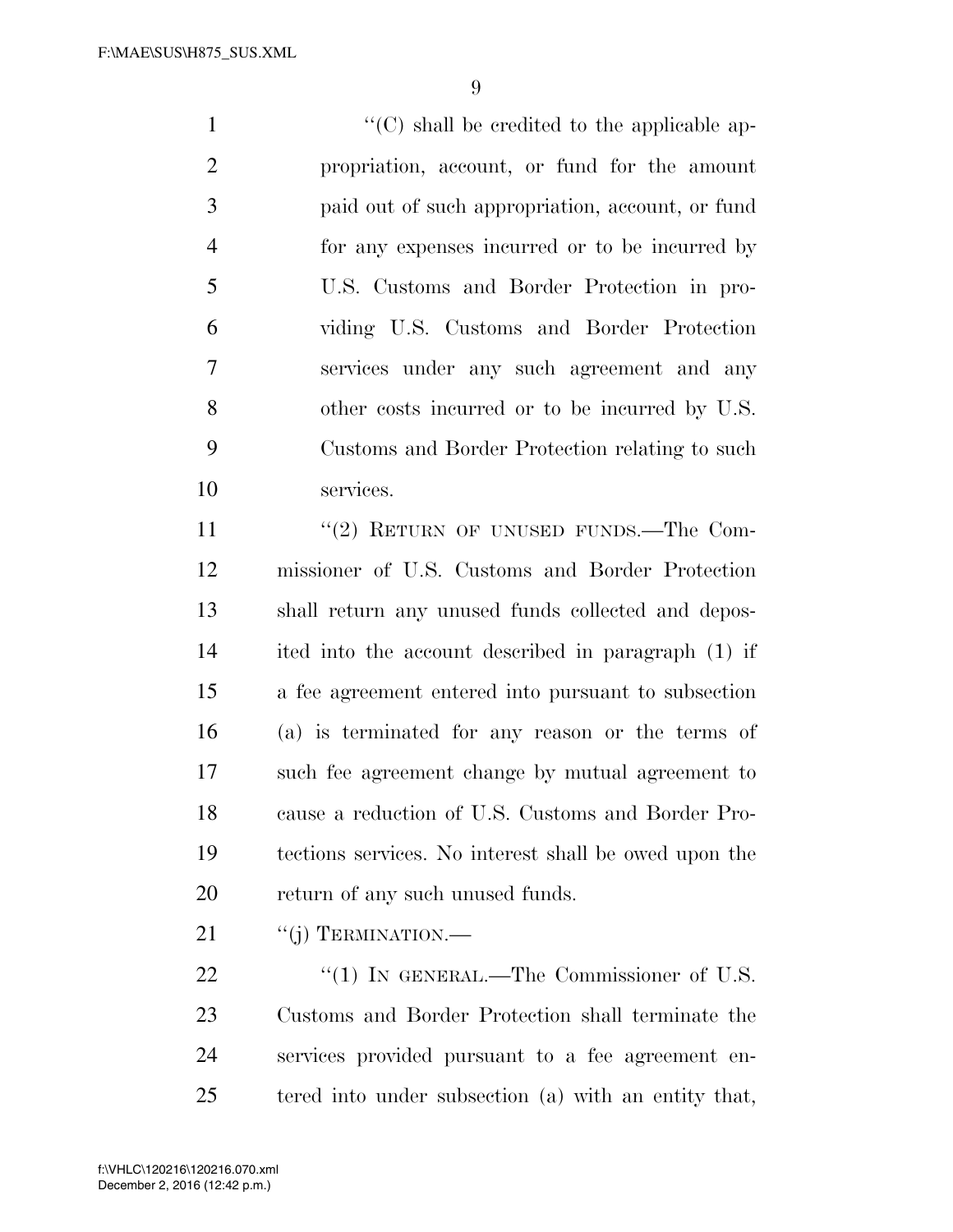''(C) shall be credited to the applicable appropriation, account, or fund for the amount paid out of such appropriation, account, or fund for any expenses incurred or to be incurred by U.S. Customs and Border Protection in providing U.S. Customs and Border Protection services under any such agreement and any other costs incurred or to be incurred by U.S. Customs and Border Protection relating to such services.

''(2) RETURN OF UNUSED FUNDS.—The Commissioner of U.S. Customs and Border Protection shall return any unused funds collected and deposited into the account described in paragraph (1) if a fee agreement entered into pursuant to subsection (a) is terminated for any reason or the terms of such fee agreement change by mutual agreement to cause a reduction of U.S. Customs and Border Protections services. No interest shall be owed upon the return of any such unused funds.

''(j) TERMINATION.—

''(1) IN GENERAL.—The Commissioner of U.S. Customs and Border Protection shall terminate the services provided pursuant to a fee agreement entered into under subsection (a) with an entity that,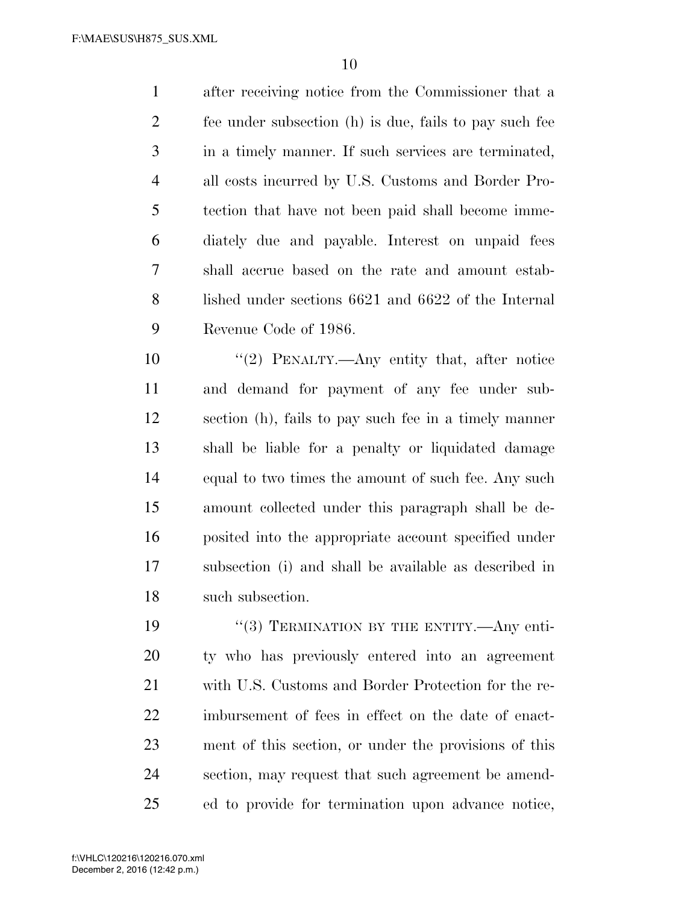after receiving notice from the Commissioner that a fee under subsection (h) is due, fails to pay such fee in a timely manner. If such services are terminated, all costs incurred by U.S. Customs and Border Protection that have not been paid shall become immediately due and payable. Interest on unpaid fees shall accrue based on the rate and amount established under sections 6621 and 6622 of the Internal Revenue Code of 1986.

"(2) PENALTY.—Any entity that, after notice and demand for payment of any fee under subsection (h), fails to pay such fee in a timely manner shall be liable for a penalty or liquidated damage equal to two times the amount of such fee. Any such amount collected under this paragraph shall be deposited into the appropriate account specified under subsection (i) and shall be available as described in such subsection.

"(3) TERMINATION BY THE ENTITY.—Any entity who has previously entered into an agreement with U.S. Customs and Border Protection for the reimbursement of fees in effect on the date of enactment of this section, or under the provisions of this section, may request that such agreement be amended to provide for termination upon advance notice,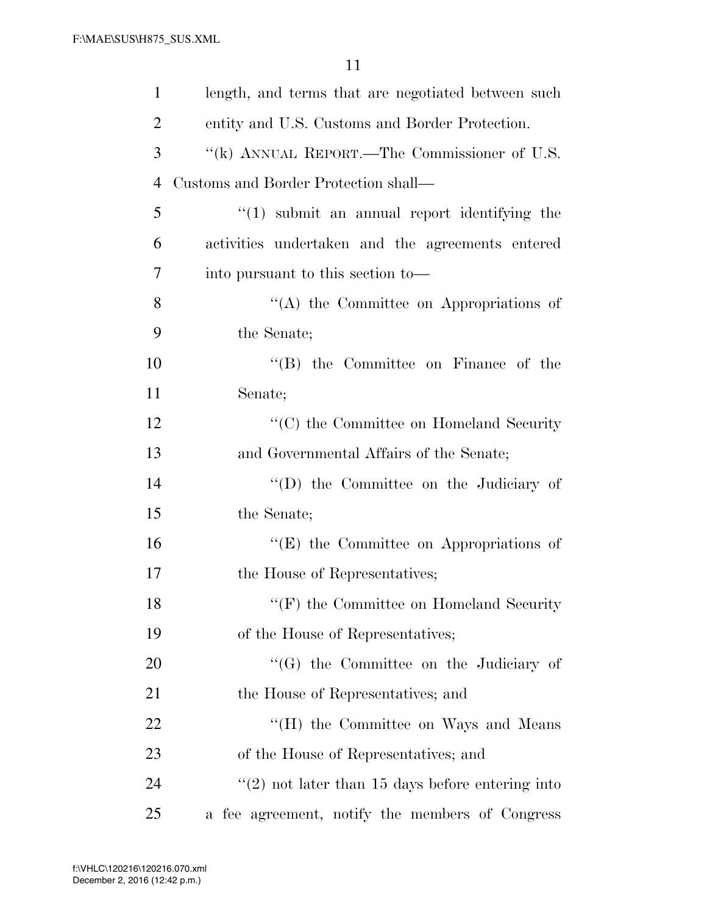length, and terms that are negotiated between such entity and U.S. Customs and Border Protection.

"(k) ANNUAL REPORT.—The Commissioner of U.S. Customs and Border Protection shall—

"(1) submit an annual report identifying the activities undertaken and the agreements entered into pursuant to this section to—

"(A) the Committee on Appropriations of the Senate;

"(B) the Committee on Finance of the Senate;

"(C) the Committee on Homeland Security and Governmental Affairs of the Senate;

"(D) the Committee on the Judiciary of the Senate;

"(E) the Committee on Appropriations of the House of Representatives;

"(F) the Committee on Homeland Security of the House of Representatives;

"(G) the Committee on the Judiciary of the House of Representatives; and

"(H) the Committee on Ways and Means of the House of Representatives; and

"(2) not later than 15 days before entering into a fee agreement, notify the members of Congress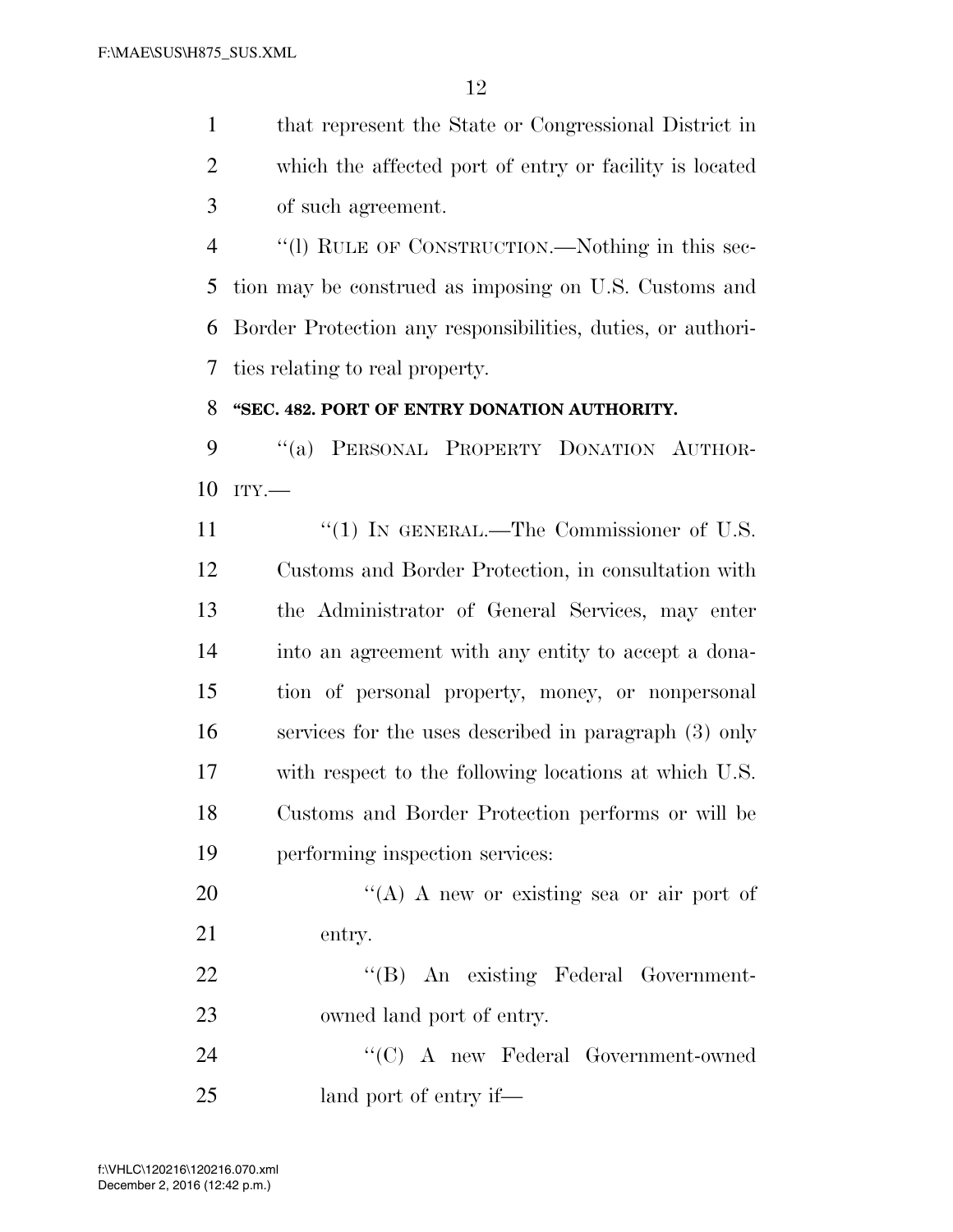that represent the State or Congressional District in which the affected port of entry or facility is located of such agreement.

"(l) RULE OF CONSTRUCTION.—Nothing in this section may be construed as imposing on U.S. Customs and Border Protection any responsibilities, duties, or authorities relating to real property.

**"SEC. 482. PORT OF ENTRY DONATION AUTHORITY.**

"(a) PERSONAL PROPERTY DONATION AUTHORITY.—

"(1) IN GENERAL.—The Commissioner of U.S. Customs and Border Protection, in consultation with the Administrator of General Services, may enter into an agreement with any entity to accept a donation of personal property, money, or nonpersonal services for the uses described in paragraph (3) only with respect to the following locations at which U.S. Customs and Border Protection performs or will be performing inspection services:

"(A) A new or existing sea or air port of entry.

"(B) An existing Federal Government-owned land port of entry.

"(C) A new Federal Government-owned land port of entry if—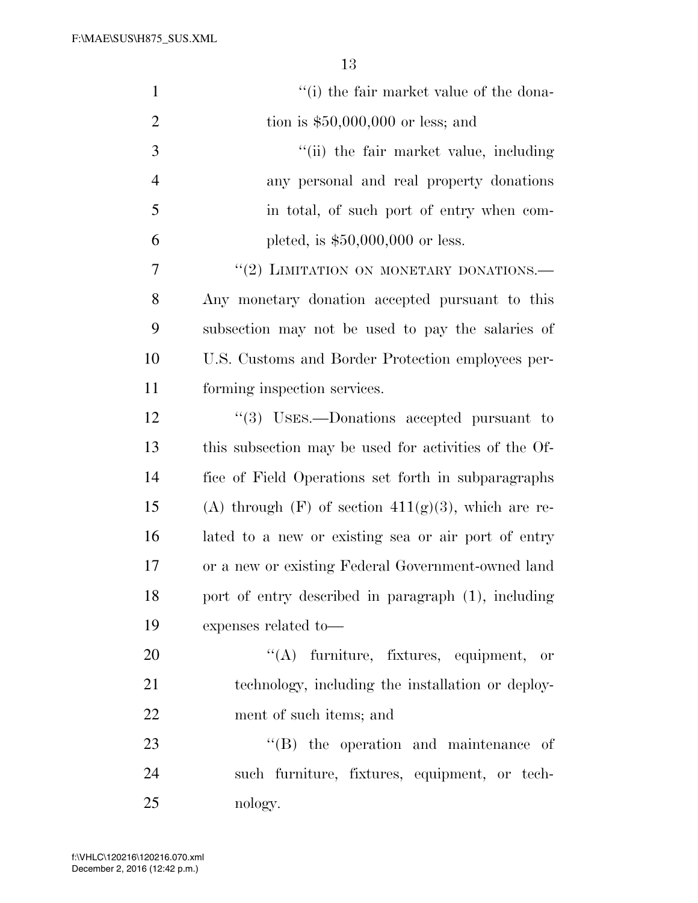''(i) the fair market value of the donation is $50,000,000 or less; and

''(ii) the fair market value, including any personal and real property donations in total, of such port of entry when completed, is $50,000,000 or less.

''(2) LIMITATION ON MONETARY DONATIONS.—Any monetary donation accepted pursuant to this subsection may not be used to pay the salaries of U.S. Customs and Border Protection employees performing inspection services.

''(3) USES.—Donations accepted pursuant to this subsection may be used for activities of the Office of Field Operations set forth in subparagraphs (A) through (F) of section 411(g)(3), which are related to a new or existing sea or air port of entry or a new or existing Federal Government-owned land port of entry described in paragraph (1), including expenses related to—

''(A) furniture, fixtures, equipment, or technology, including the installation or deployment of such items; and

''(B) the operation and maintenance of such furniture, fixtures, equipment, or technology.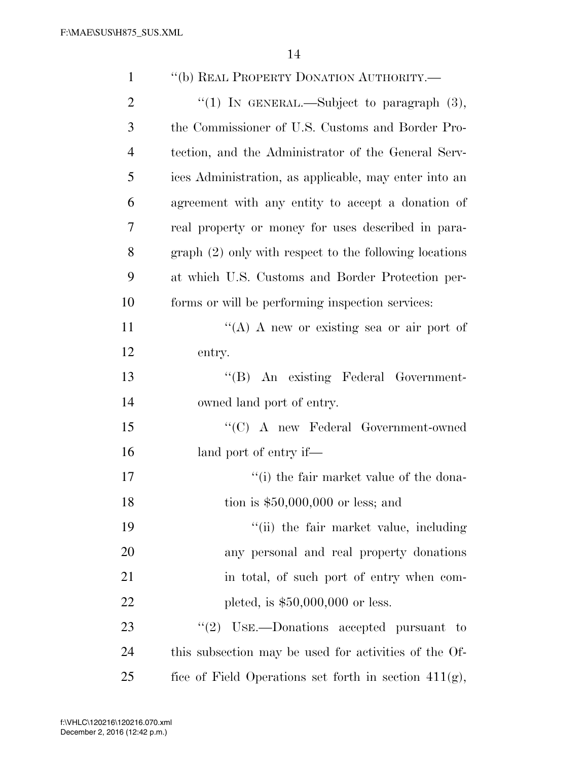"(b) REAL PROPERTY DONATION AUTHORITY.—

"(1) IN GENERAL.—Subject to paragraph (3), the Commissioner of U.S. Customs and Border Protection, and the Administrator of the General Services Administration, as applicable, may enter into an agreement with any entity to accept a donation of real property or money for uses described in paragraph (2) only with respect to the following locations at which U.S. Customs and Border Protection performs or will be performing inspection services:

"(A) A new or existing sea or air port of entry.

"(B) An existing Federal Government-owned land port of entry.

"(C) A new Federal Government-owned land port of entry if—

"(i) the fair market value of the donation is $50,000,000 or less; and

"(ii) the fair market value, including any personal and real property donations in total, of such port of entry when completed, is $50,000,000 or less.

"(2) USE.—Donations accepted pursuant to this subsection may be used for activities of the Office of Field Operations set forth in section 411(g),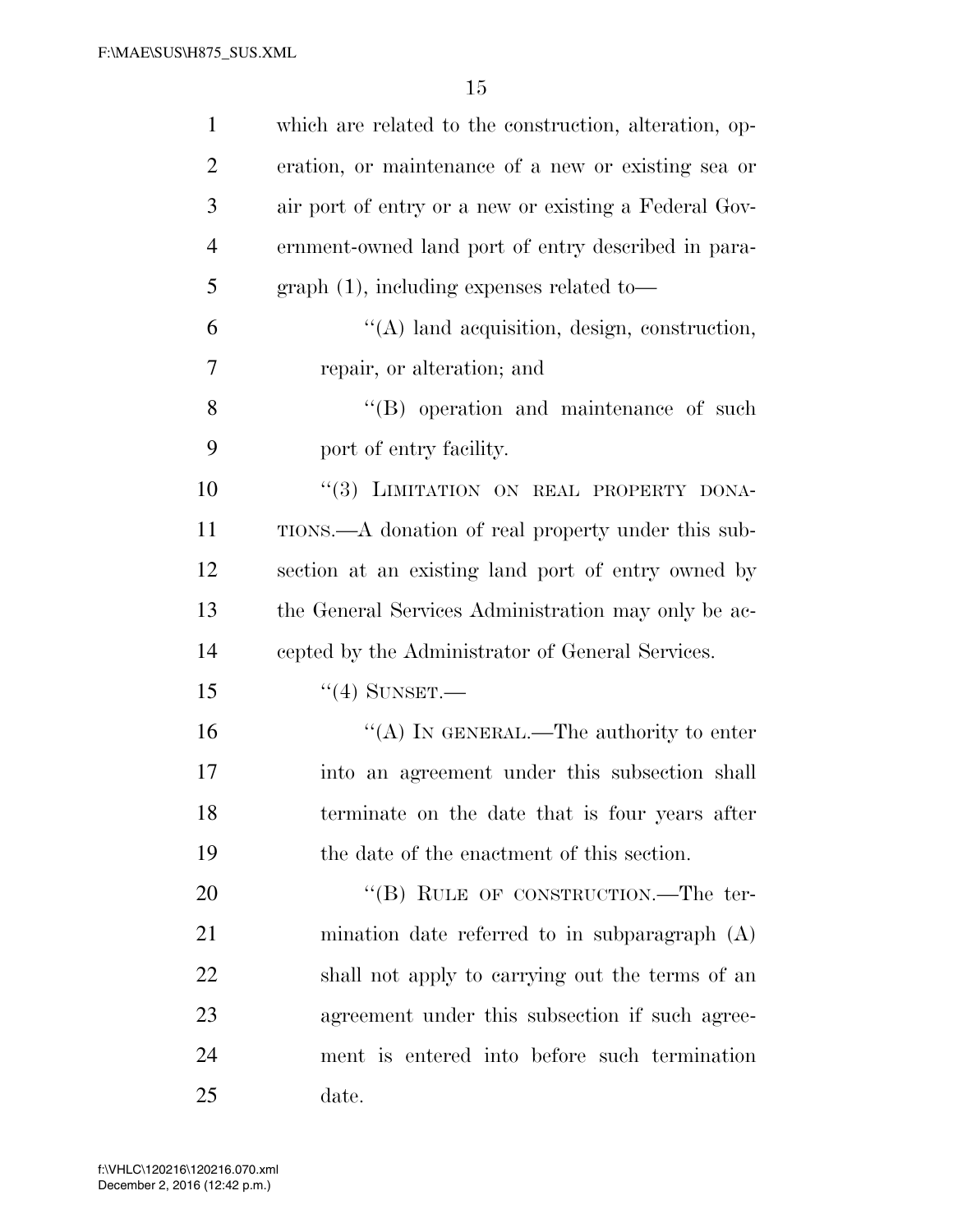which are related to the construction, alteration, operation, or maintenance of a new or existing sea or air port of entry or a new or existing a Federal Government-owned land port of entry described in paragraph (1), including expenses related to—

"(A) land acquisition, design, construction, repair, or alteration; and

"(B) operation and maintenance of such port of entry facility.

"(3) LIMITATION ON REAL PROPERTY DONATIONS.—A donation of real property under this subsection at an existing land port of entry owned by the General Services Administration may only be accepted by the Administrator of General Services.

"(4) SUNSET.—

"(A) IN GENERAL.—The authority to enter into an agreement under this subsection shall terminate on the date that is four years after the date of the enactment of this section.

"(B) RULE OF CONSTRUCTION.—The termination date referred to in subparagraph (A) shall not apply to carrying out the terms of an agreement under this subsection if such agreement is entered into before such termination date.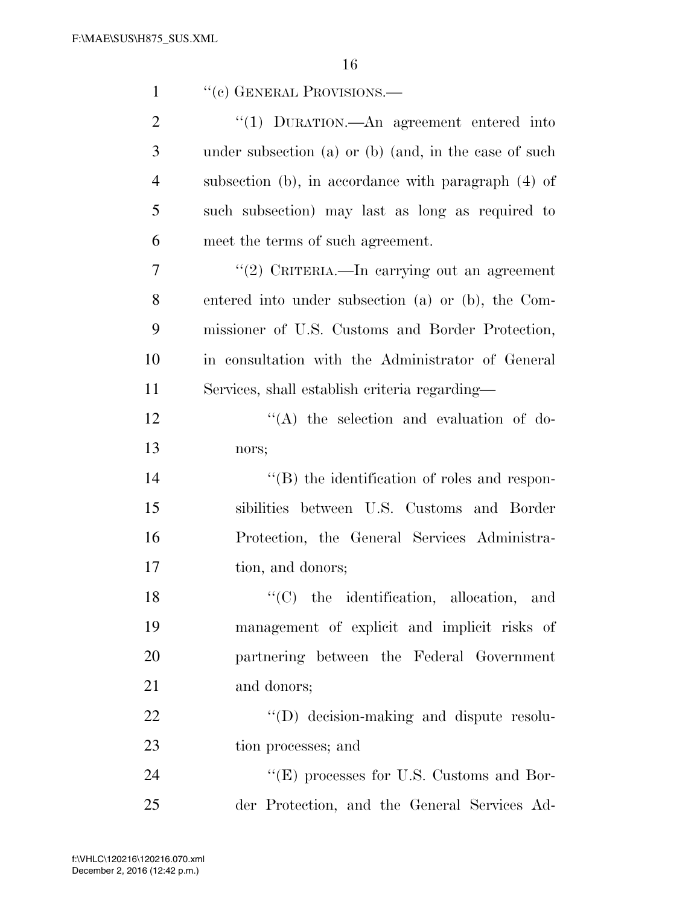''(c) GENERAL PROVISIONS.—

''(1) DURATION.—An agreement entered into under subsection (a) or (b) (and, in the case of such subsection (b), in accordance with paragraph (4) of such subsection) may last as long as required to meet the terms of such agreement.

''(2) CRITERIA.—In carrying out an agreement entered into under subsection (a) or (b), the Commissioner of U.S. Customs and Border Protection, in consultation with the Administrator of General Services, shall establish criteria regarding—

''(A) the selection and evaluation of donors;

''(B) the identification of roles and responsibilities between U.S. Customs and Border Protection, the General Services Administration, and donors;

''(C) the identification, allocation, and management of explicit and implicit risks of partnering between the Federal Government and donors;

''(D) decision-making and dispute resolution processes; and

''(E) processes for U.S. Customs and Border Protection, and the General Services Ad-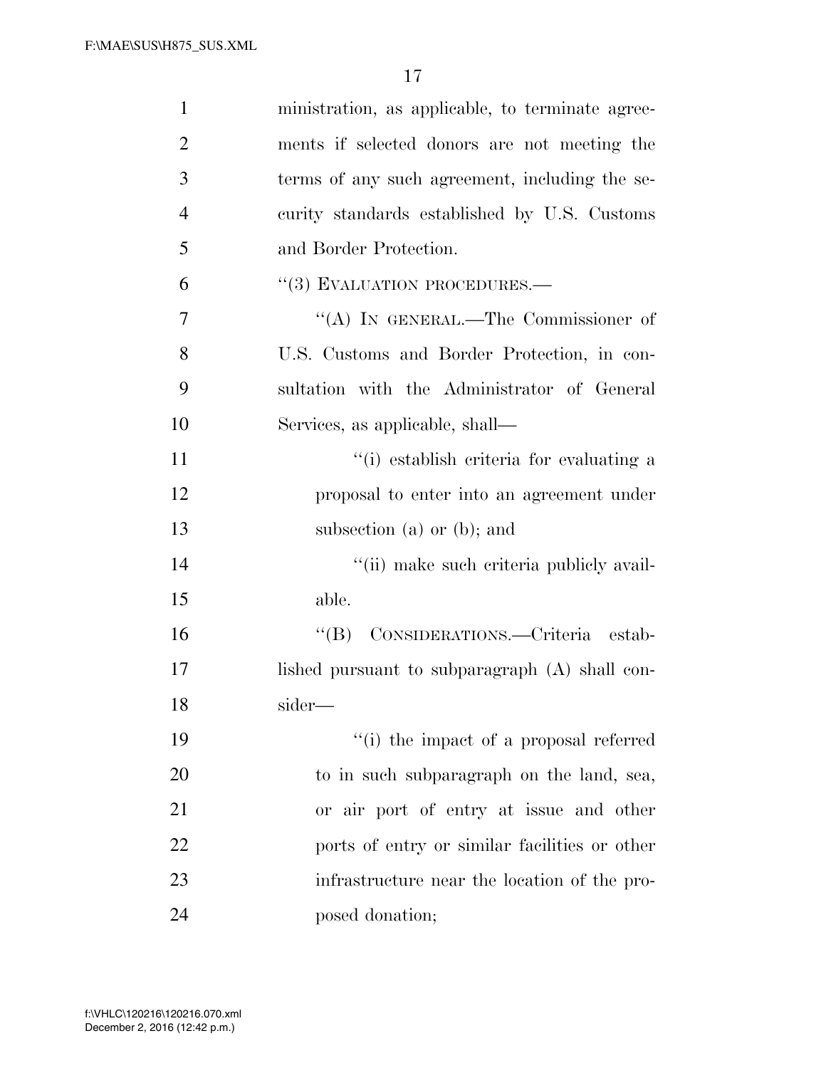ministration, as applicable, to terminate agreements if selected donors are not meeting the terms of any such agreement, including the security standards established by U.S. Customs and Border Protection.

"(3) EVALUATION PROCEDURES.—

"(A) IN GENERAL.—The Commissioner of U.S. Customs and Border Protection, in consultation with the Administrator of General Services, as applicable, shall—

"(i) establish criteria for evaluating a proposal to enter into an agreement under subsection (a) or (b); and

"(ii) make such criteria publicly available.

"(B) CONSIDERATIONS.—Criteria established pursuant to subparagraph (A) shall consider—

"(i) the impact of a proposal referred to in such subparagraph on the land, sea, or air port of entry at issue and other ports of entry or similar facilities or other infrastructure near the location of the proposed donation;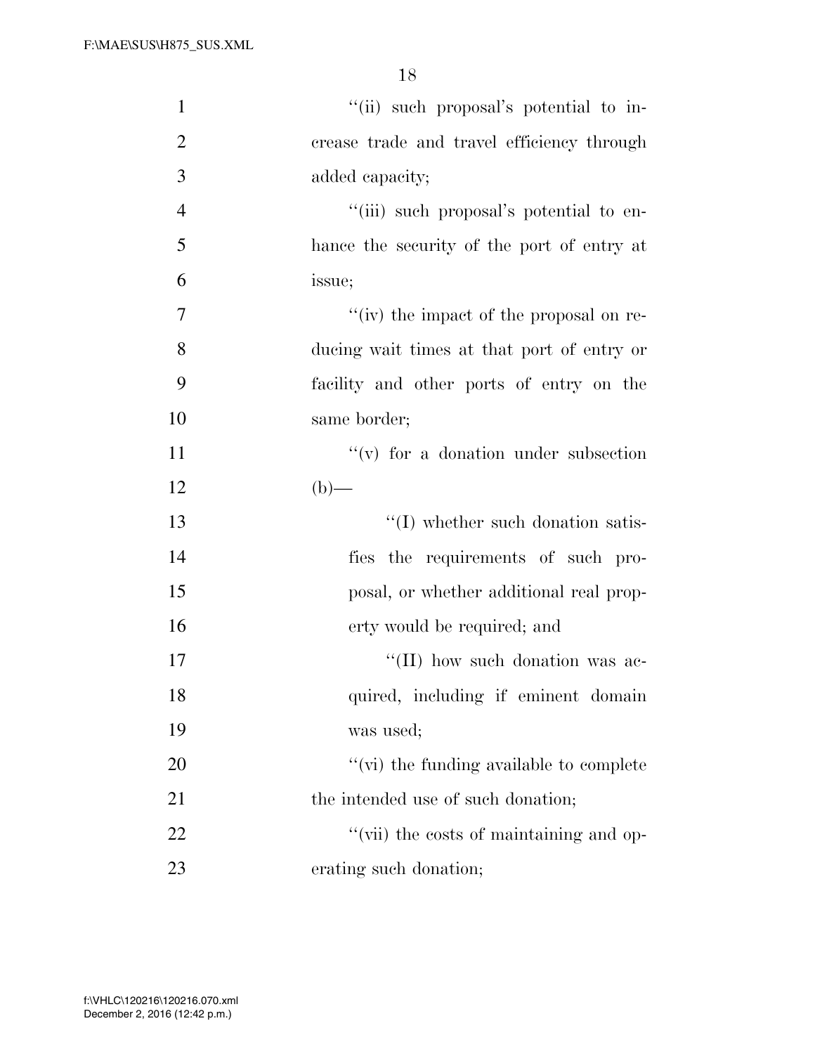"(ii) such proposal's potential to increase trade and travel efficiency through added capacity;

"(iii) such proposal's potential to enhance the security of the port of entry at issue;

"(iv) the impact of the proposal on reducing wait times at that port of entry or facility and other ports of entry on the same border;

"(v) for a donation under subsection (b)—

"(I) whether such donation satisfies the requirements of such proposal, or whether additional real property would be required; and

"(II) how such donation was acquired, including if eminent domain was used;

"(vi) the funding available to complete the intended use of such donation;

"(vii) the costs of maintaining and operating such donation;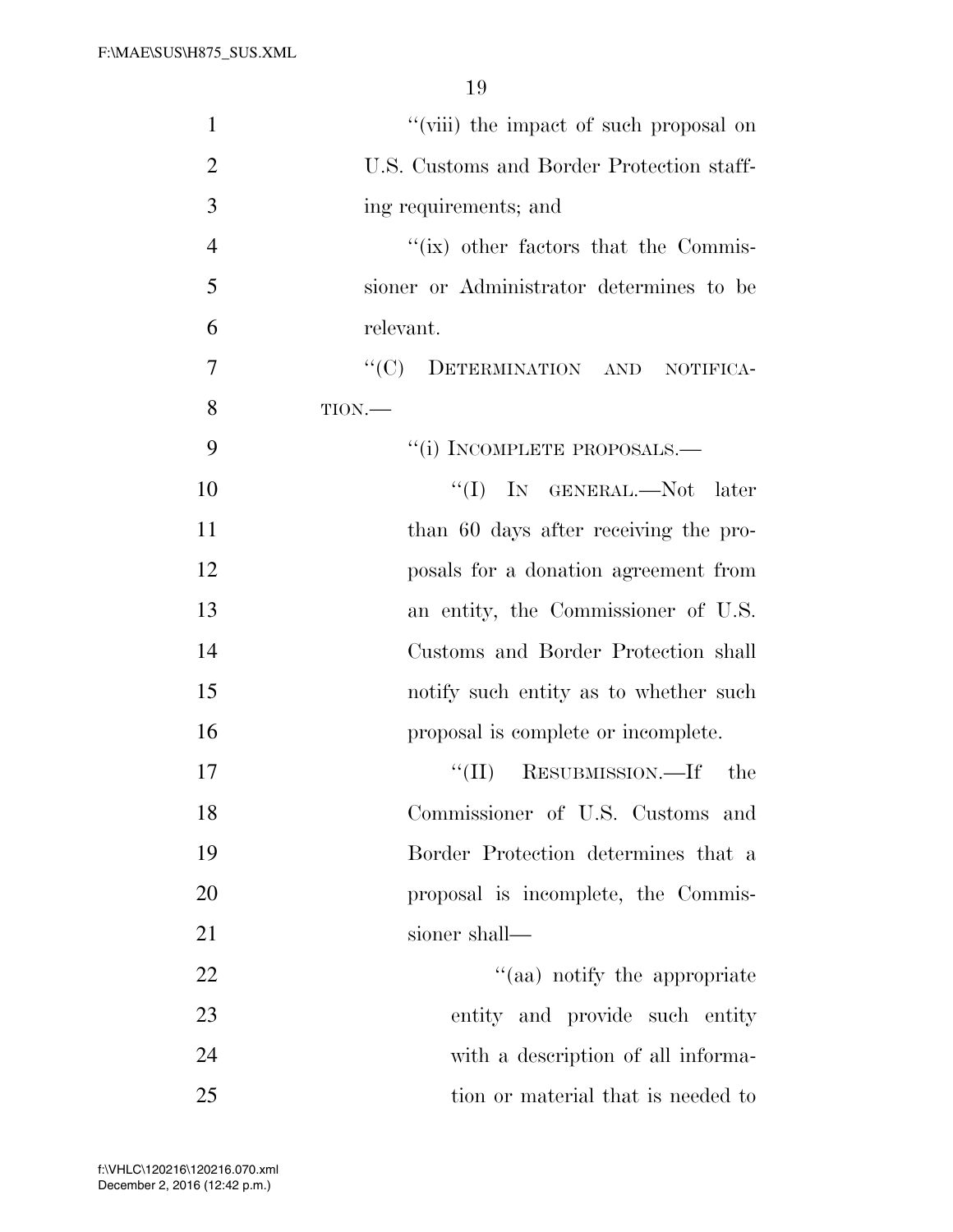''(viii) the impact of such proposal on U.S. Customs and Border Protection staffing requirements; and

''(ix) other factors that the Commissioner or Administrator determines to be relevant.

''(C) DETERMINATION AND NOTIFICATION.—

''(i) INCOMPLETE PROPOSALS.—

''(I) IN GENERAL.—Not later than 60 days after receiving the proposals for a donation agreement from an entity, the Commissioner of U.S. Customs and Border Protection shall notify such entity as to whether such proposal is complete or incomplete.

''(II) RESUBMISSION.—If the Commissioner of U.S. Customs and Border Protection determines that a proposal is incomplete, the Commissioner shall—

''(aa) notify the appropriate entity and provide such entity with a description of all information or material that is needed to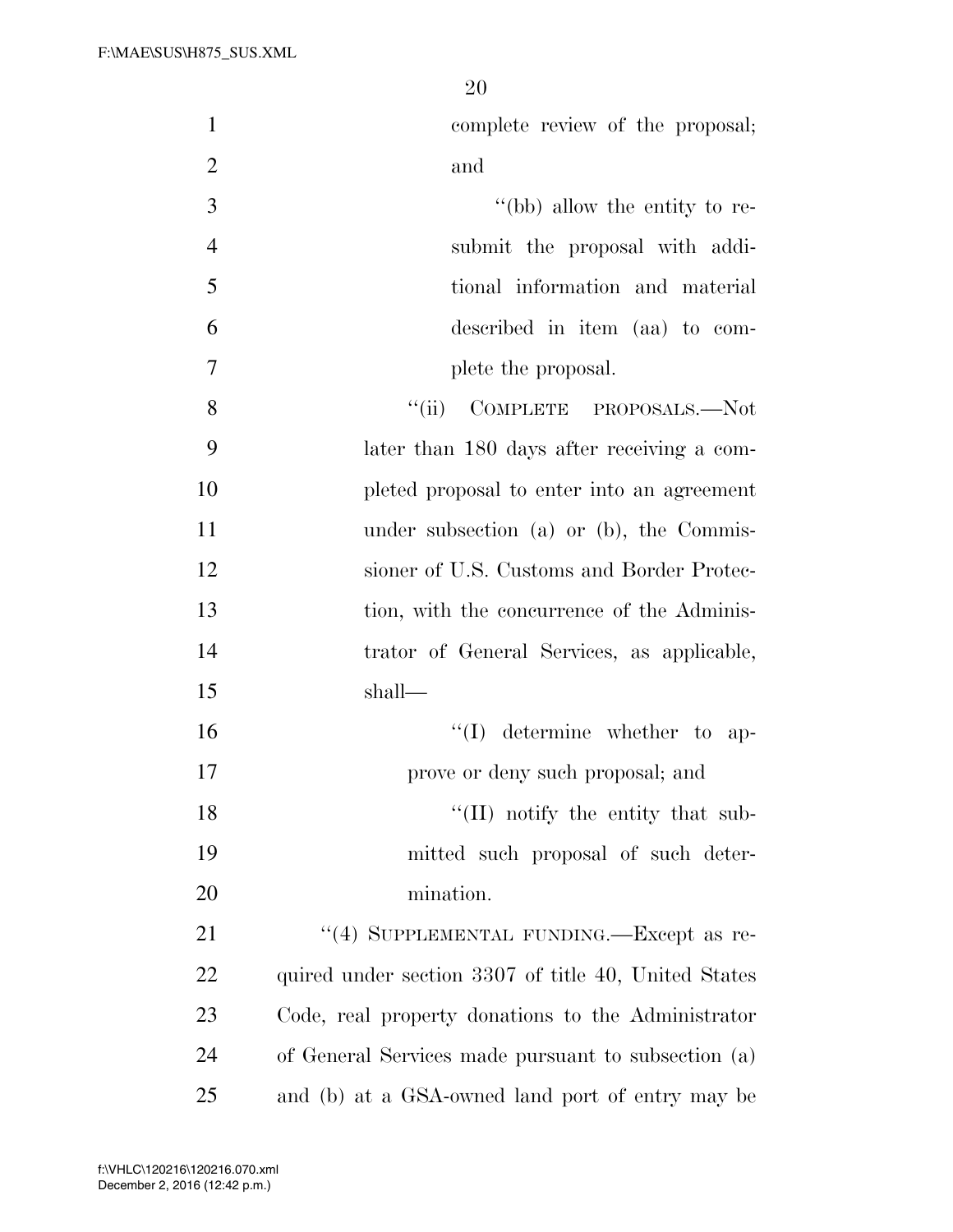complete review of the proposal; and

"(bb) allow the entity to resubmit the proposal with additional information and material described in item (aa) to complete the proposal.

"(ii) COMPLETE PROPOSALS.—Not later than 180 days after receiving a completed proposal to enter into an agreement under subsection (a) or (b), the Commissioner of U.S. Customs and Border Protection, with the concurrence of the Administrator of General Services, as applicable, shall—

"(I) determine whether to approve or deny such proposal; and

"(II) notify the entity that submitted such proposal of such determination.

"(4) SUPPLEMENTAL FUNDING.—Except as required under section 3307 of title 40, United States Code, real property donations to the Administrator of General Services made pursuant to subsection (a) and (b) at a GSA-owned land port of entry may be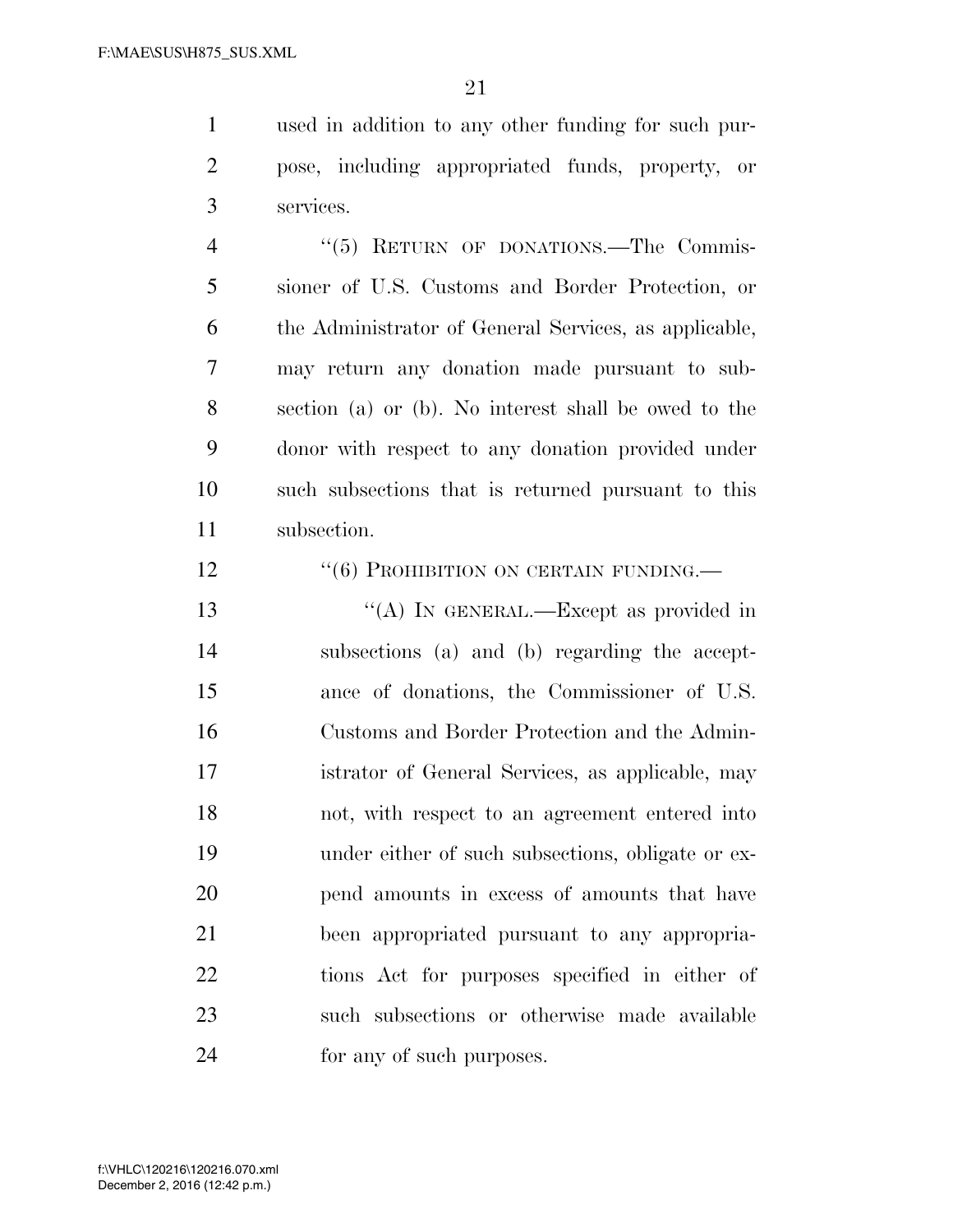used in addition to any other funding for such purpose, including appropriated funds, property, or services.

"(5) RETURN OF DONATIONS.—The Commissioner of U.S. Customs and Border Protection, or the Administrator of General Services, as applicable, may return any donation made pursuant to subsection (a) or (b). No interest shall be owed to the donor with respect to any donation provided under such subsections that is returned pursuant to this subsection.

"(6) PROHIBITION ON CERTAIN FUNDING.—

"(A) IN GENERAL.—Except as provided in subsections (a) and (b) regarding the acceptance of donations, the Commissioner of U.S. Customs and Border Protection and the Administrator of General Services, as applicable, may not, with respect to an agreement entered into under either of such subsections, obligate or expend amounts in excess of amounts that have been appropriated pursuant to any appropriations Act for purposes specified in either of such subsections or otherwise made available for any of such purposes.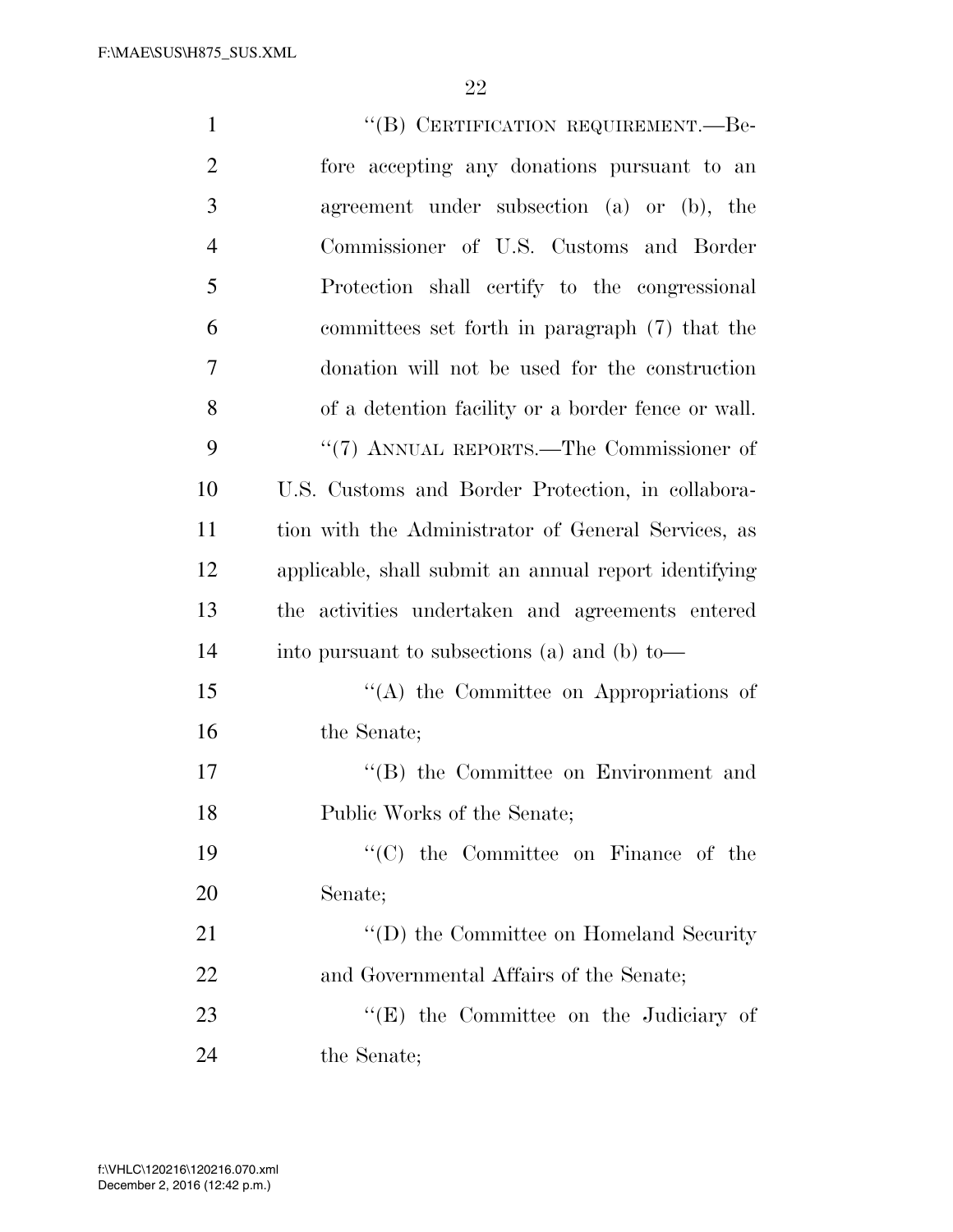''(B) CERTIFICATION REQUIREMENT.—Before accepting any donations pursuant to an agreement under subsection (a) or (b), the Commissioner of U.S. Customs and Border Protection shall certify to the congressional committees set forth in paragraph (7) that the donation will not be used for the construction of a detention facility or a border fence or wall.

''(7) ANNUAL REPORTS.—The Commissioner of U.S. Customs and Border Protection, in collaboration with the Administrator of General Services, as applicable, shall submit an annual report identifying the activities undertaken and agreements entered into pursuant to subsections (a) and (b) to—

''(A) the Committee on Appropriations of the Senate;

''(B) the Committee on Environment and Public Works of the Senate;

''(C) the Committee on Finance of the Senate;

''(D) the Committee on Homeland Security and Governmental Affairs of the Senate;

''(E) the Committee on the Judiciary of the Senate;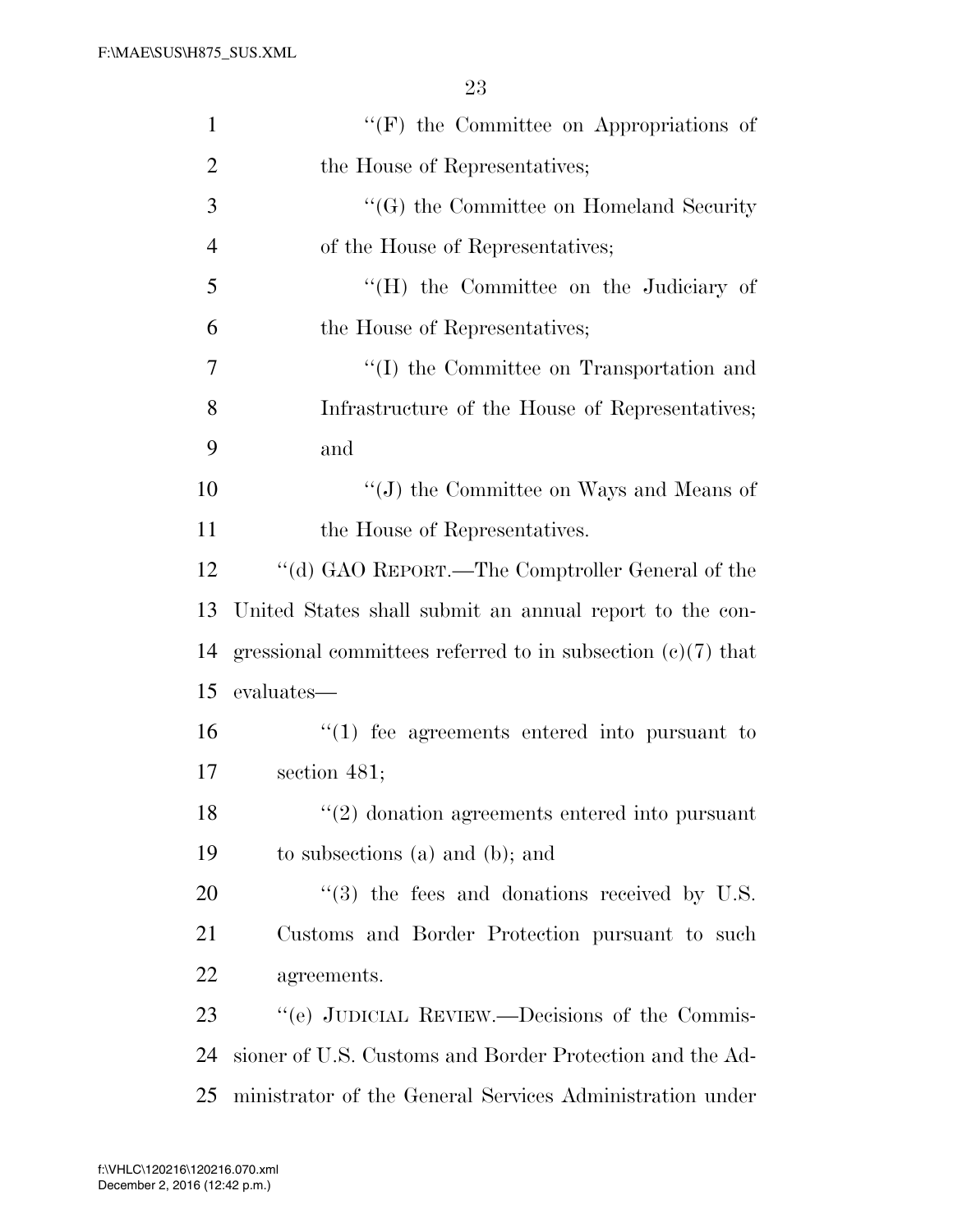''(F) the Committee on Appropriations of the House of Representatives;

''(G) the Committee on Homeland Security of the House of Representatives;

''(H) the Committee on the Judiciary of the House of Representatives;

''(I) the Committee on Transportation and Infrastructure of the House of Representatives; and

''(J) the Committee on Ways and Means of the House of Representatives.

''(d) GAO REPORT.—The Comptroller General of the United States shall submit an annual report to the congressional committees referred to in subsection (c)(7) that evaluates—

''(1) fee agreements entered into pursuant to section 481;

''(2) donation agreements entered into pursuant to subsections (a) and (b); and

''(3) the fees and donations received by U.S. Customs and Border Protection pursuant to such agreements.

''(e) JUDICIAL REVIEW.—Decisions of the Commissioner of U.S. Customs and Border Protection and the Administrator of the General Services Administration under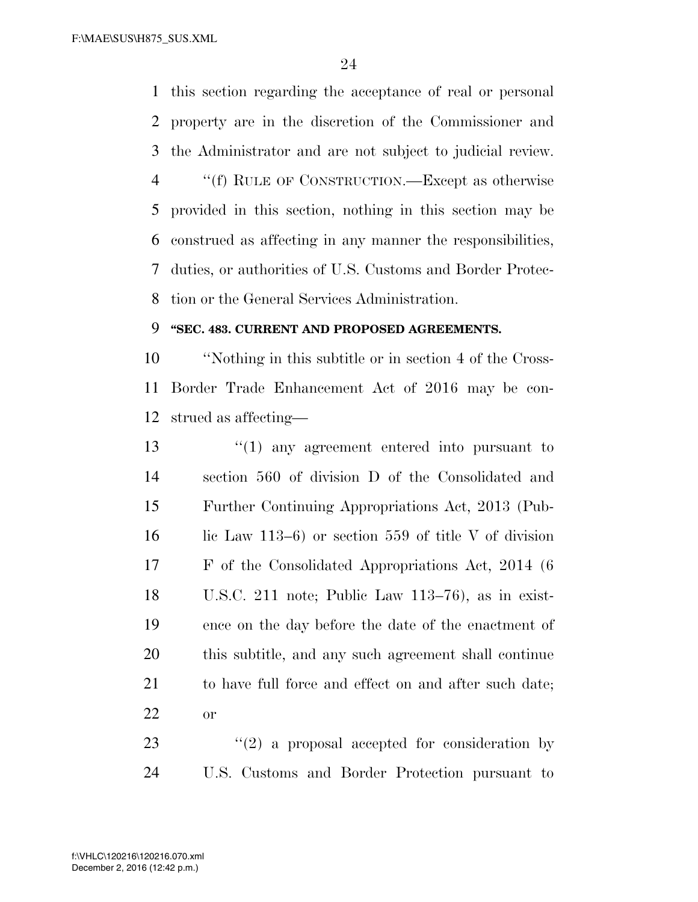this section regarding the acceptance of real or personal property are in the discretion of the Commissioner and the Administrator and are not subject to judicial review.

''(f) RULE OF CONSTRUCTION.—Except as otherwise provided in this section, nothing in this section may be construed as affecting in any manner the responsibilities, duties, or authorities of U.S. Customs and Border Protection or the General Services Administration.

**''SEC. 483. CURRENT AND PROPOSED AGREEMENTS.**

''Nothing in this subtitle or in section 4 of the Cross-Border Trade Enhancement Act of 2016 may be construed as affecting—

''(1) any agreement entered into pursuant to section 560 of division D of the Consolidated and Further Continuing Appropriations Act, 2013 (Public Law 113–6) or section 559 of title V of division F of the Consolidated Appropriations Act, 2014 (6 U.S.C. 211 note; Public Law 113–76), as in existence on the day before the date of the enactment of this subtitle, and any such agreement shall continue to have full force and effect on and after such date; or

''(2) a proposal accepted for consideration by U.S. Customs and Border Protection pursuant to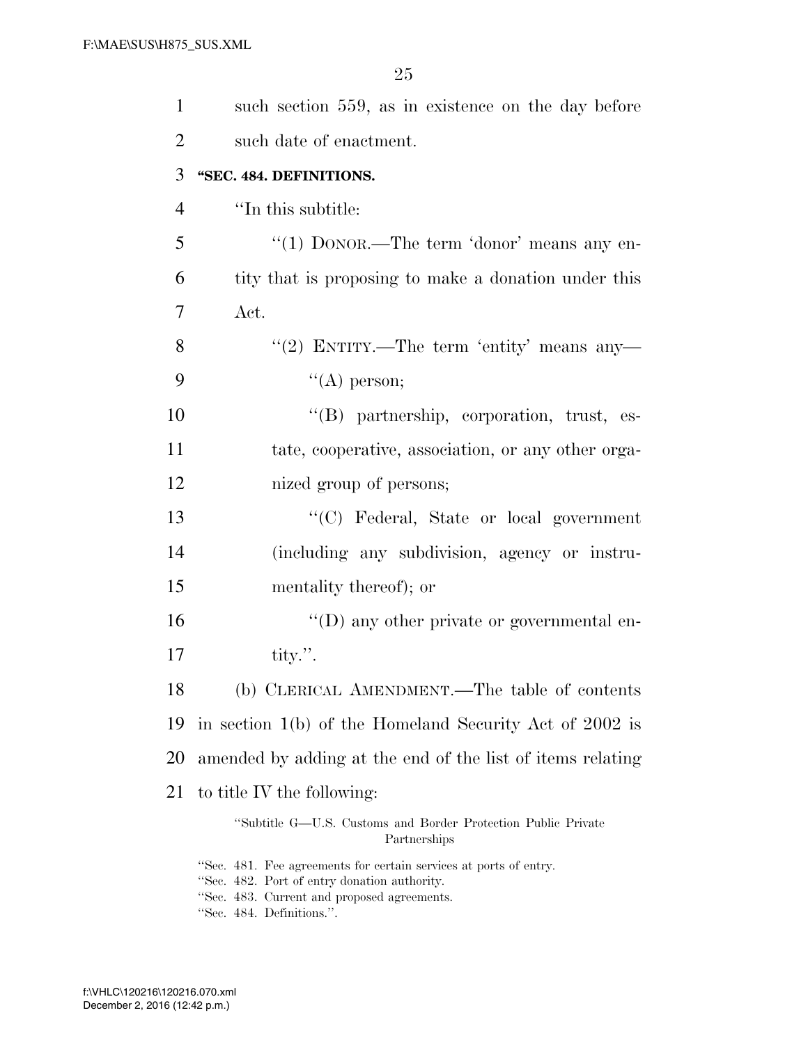such section 559, as in existence on the day before such date of enactment.

**"SEC. 484. DEFINITIONS.**

"In this subtitle:

"(1) DONOR.—The term 'donor' means any entity that is proposing to make a donation under this Act.

"(2) ENTITY.—The term 'entity' means any—

"(A) person;

"(B) partnership, corporation, trust, estate, cooperative, association, or any other organized group of persons;

"(C) Federal, State or local government (including any subdivision, agency or instrumentality thereof); or

"(D) any other private or governmental entity.".

(b) CLERICAL AMENDMENT.—The table of contents in section 1(b) of the Homeland Security Act of 2002 is amended by adding at the end of the list of items relating to title IV the following:

"Subtitle G—U.S. Customs and Border Protection Public Private Partnerships

"Sec. 481. Fee agreements for certain services at ports of entry.
"Sec. 482. Port of entry donation authority.
"Sec. 483. Current and proposed agreements.
"Sec. 484. Definitions.".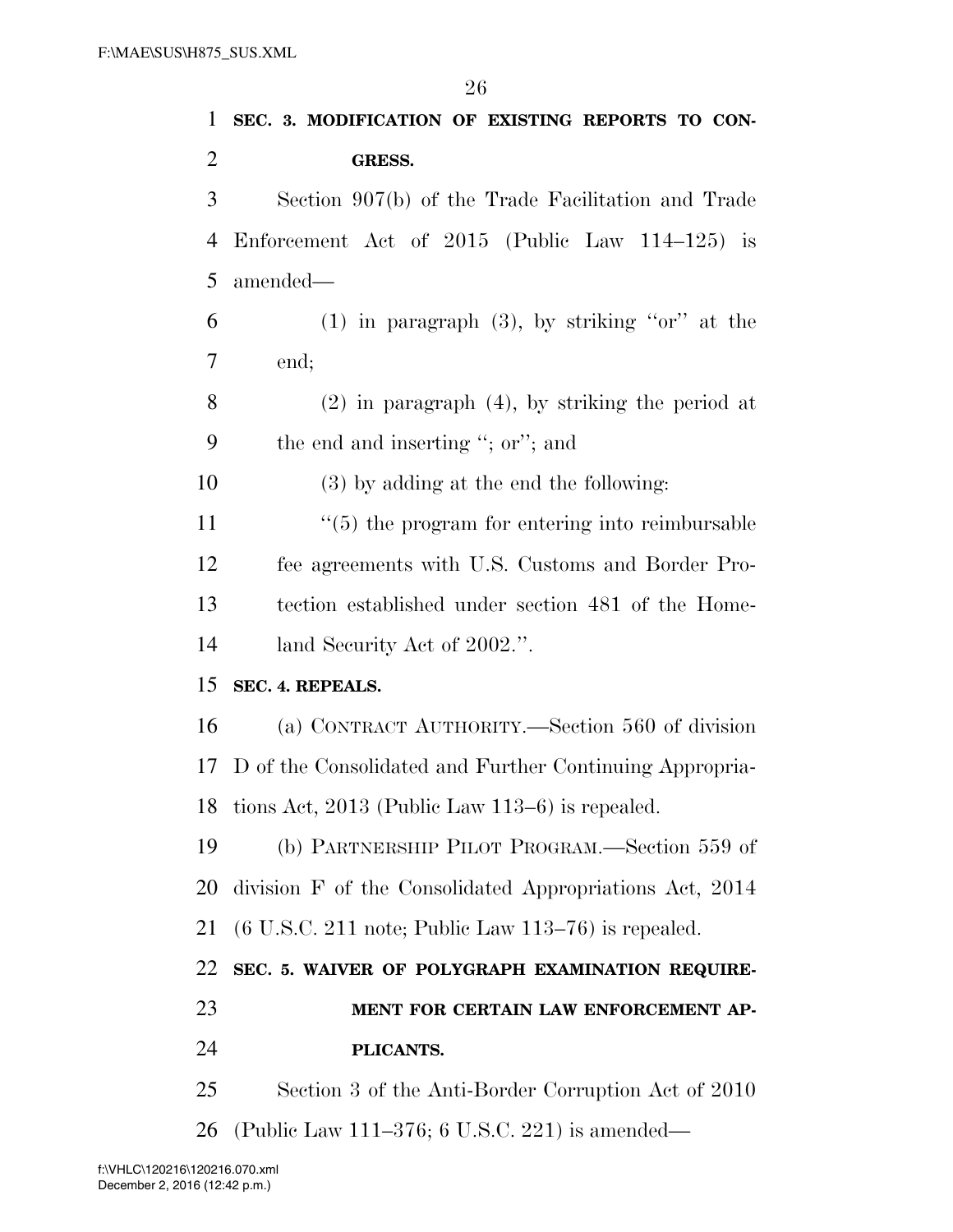**SEC. 3. MODIFICATION OF EXISTING REPORTS TO CONGRESS.**

Section 907(b) of the Trade Facilitation and Trade Enforcement Act of 2015 (Public Law 114–125) is amended—

(1) in paragraph (3), by striking "or" at the end;

(2) in paragraph (4), by striking the period at the end and inserting "; or"; and

(3) by adding at the end the following:

"(5) the program for entering into reimbursable fee agreements with U.S. Customs and Border Protection established under section 481 of the Homeland Security Act of 2002.".

**SEC. 4. REPEALS.**

(a) CONTRACT AUTHORITY.—Section 560 of division D of the Consolidated and Further Continuing Appropriations Act, 2013 (Public Law 113–6) is repealed.

(b) PARTNERSHIP PILOT PROGRAM.—Section 559 of division F of the Consolidated Appropriations Act, 2014 (6 U.S.C. 211 note; Public Law 113–76) is repealed.

**SEC. 5. WAIVER OF POLYGRAPH EXAMINATION REQUIREMENT FOR CERTAIN LAW ENFORCEMENT APPLICANTS.**

Section 3 of the Anti-Border Corruption Act of 2010 (Public Law 111–376; 6 U.S.C. 221) is amended—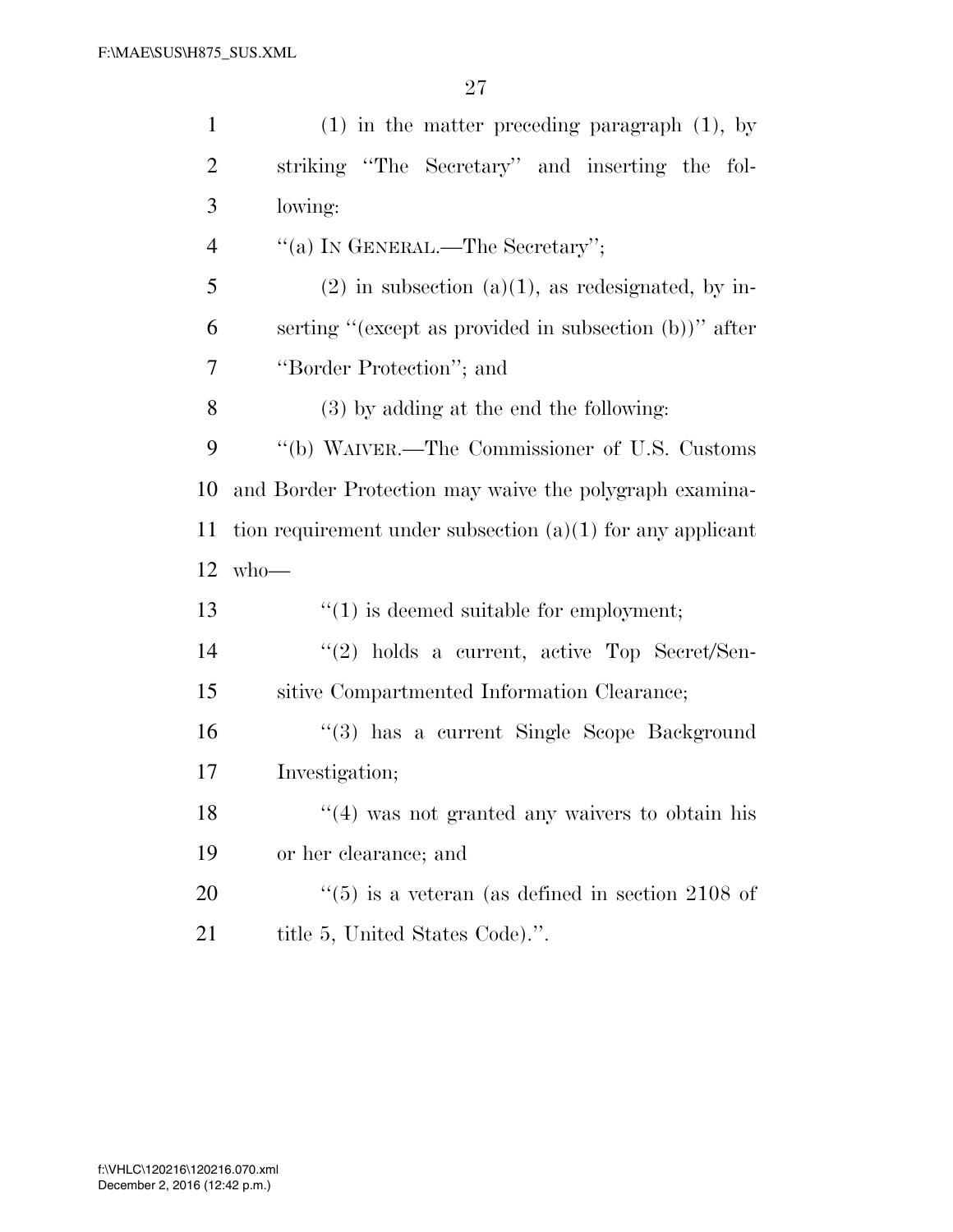(1) in the matter preceding paragraph (1), by striking "The Secretary" and inserting the following:

"(a) IN GENERAL.—The Secretary";

(2) in subsection (a)(1), as redesignated, by inserting "(except as provided in subsection (b))" after "Border Protection"; and

(3) by adding at the end the following:

"(b) WAIVER.—The Commissioner of U.S. Customs and Border Protection may waive the polygraph examination requirement under subsection (a)(1) for any applicant who—

"(1) is deemed suitable for employment;

"(2) holds a current, active Top Secret/Sensitive Compartmented Information Clearance;

"(3) has a current Single Scope Background Investigation;

"(4) was not granted any waivers to obtain his or her clearance; and

"(5) is a veteran (as defined in section 2108 of title 5, United States Code).".